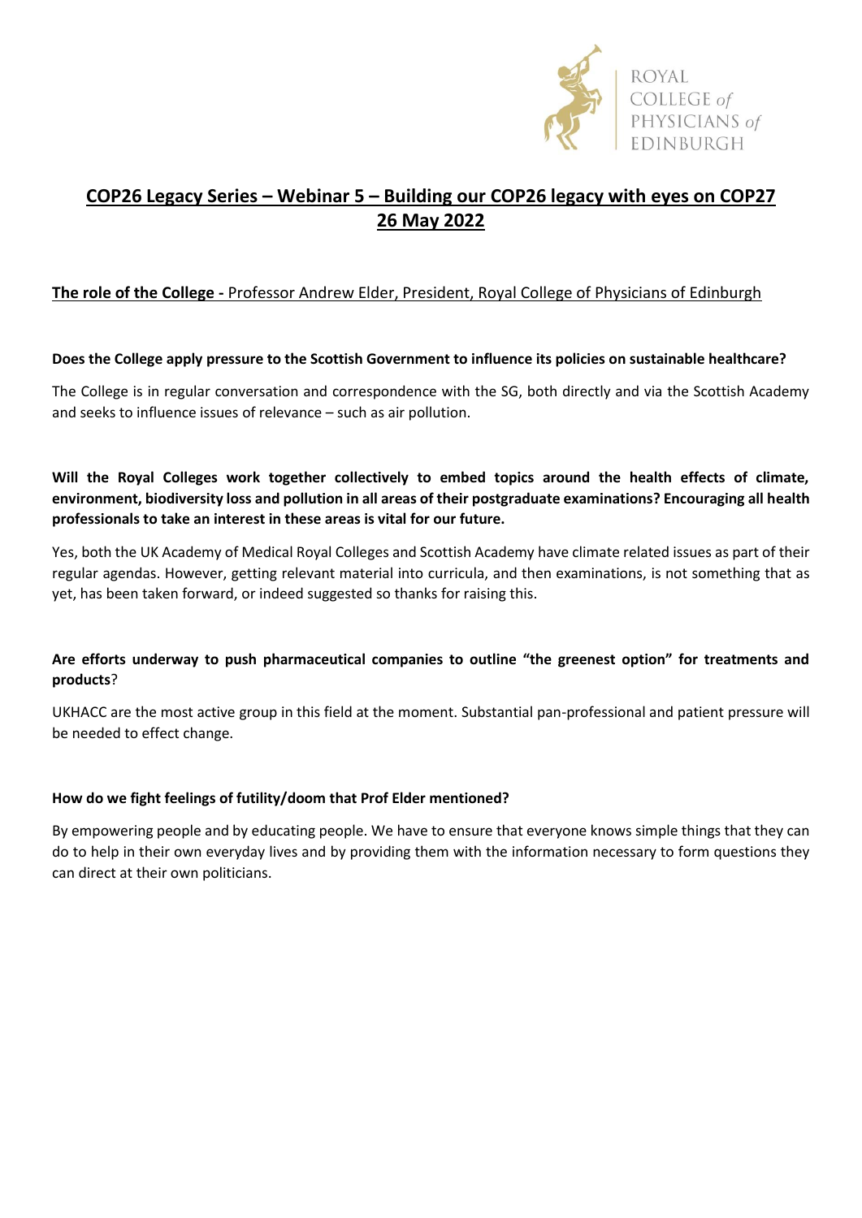ROYAL COLLEGE of PHYSICIANS of EDINBURGH

# COP26 Legacy Series – Webinar 5 – Building our COP26 legacy with eyes on COP27
# 26 May 2022

## The role of the College - Professor Andrew Elder, President, Royal College of Physicians of Edinburgh

**Does the College apply pressure to the Scottish Government to influence its policies on sustainable healthcare?**

The College is in regular conversation and correspondence with the SG, both directly and via the Scottish Academy and seeks to influence issues of relevance – such as air pollution.

**Will the Royal Colleges work together collectively to embed topics around the health effects of climate, environment, biodiversity loss and pollution in all areas of their postgraduate examinations? Encouraging all health professionals to take an interest in these areas is vital for our future.**

Yes, both the UK Academy of Medical Royal Colleges and Scottish Academy have climate related issues as part of their regular agendas. However, getting relevant material into curricula, and then examinations, is not something that as yet, has been taken forward, or indeed suggested so thanks for raising this.

**Are efforts underway to push pharmaceutical companies to outline "the greenest option" for treatments and products**?

UKHACC are the most active group in this field at the moment. Substantial pan-professional and patient pressure will be needed to effect change.

**How do we fight feelings of futility/doom that Prof Elder mentioned?**

By empowering people and by educating people. We have to ensure that everyone knows simple things that they can do to help in their own everyday lives and by providing them with the information necessary to form questions they can direct at their own politicians.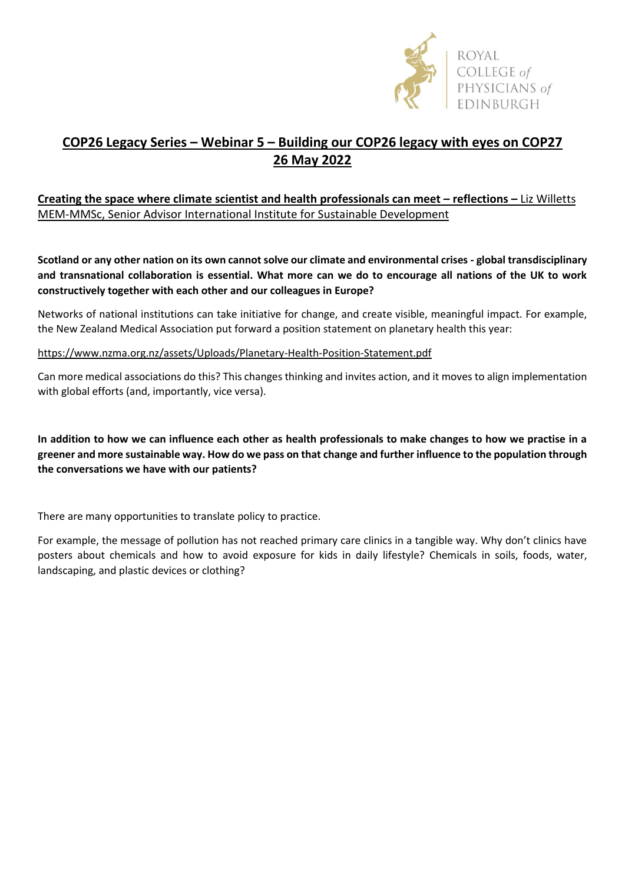ROYAL COLLEGE *of* PHYSICIANS *of* EDINBURGH

# COP26 Legacy Series – Webinar 5 – Building our COP26 legacy with eyes on COP27
# 26 May 2022

## Creating the space where climate scientist and health professionals can meet – reflections – Liz Willetts MEM-MMSc, Senior Advisor International Institute for Sustainable Development

**Scotland or any other nation on its own cannot solve our climate and environmental crises - global transdisciplinary and transnational collaboration is essential. What more can we do to encourage all nations of the UK to work constructively together with each other and our colleagues in Europe?**

Networks of national institutions can take initiative for change, and create visible, meaningful impact. For example, the New Zealand Medical Association put forward a position statement on planetary health this year:

https://www.nzma.org.nz/assets/Uploads/Planetary-Health-Position-Statement.pdf

Can more medical associations do this? This changes thinking and invites action, and it moves to align implementation with global efforts (and, importantly, vice versa).

**In addition to how we can influence each other as health professionals to make changes to how we practise in a greener and more sustainable way. How do we pass on that change and further influence to the population through the conversations we have with our patients?**

There are many opportunities to translate policy to practice.

For example, the message of pollution has not reached primary care clinics in a tangible way. Why don't clinics have posters about chemicals and how to avoid exposure for kids in daily lifestyle? Chemicals in soils, foods, water, landscaping, and plastic devices or clothing?